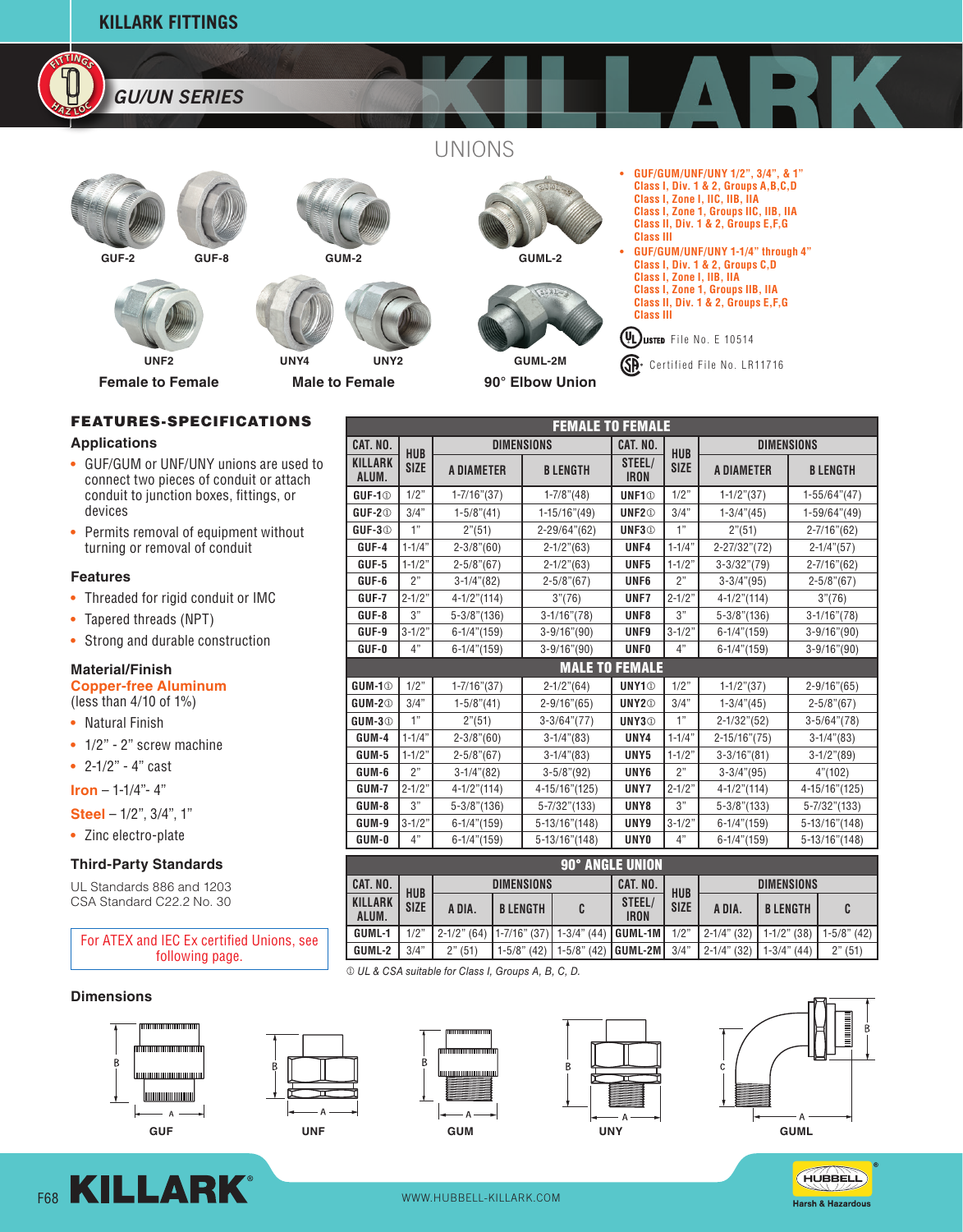# KILLARK FITTINGS

## GU/UN SERIES

## UNIONS

GUF-2 GUF-8 GUM-2 GUML-2

UNF2 UNY4 UNY2 GUML-2M

Female to Female — Male to Female — 90° Elbow Union

- **GUF/GUM/UNF/UNY 1/2", 3/4", & 1"**
  **Class I, Div. 1 & 2, Groups A,B,C,D**
  **Class I, Zone I, IIC, IIB, IIA**
  **Class I, Zone 1, Groups IIC, IIB, IIA**
  **Class II, Div. 1 & 2, Groups E,F,G**
  **Class III**
- **GUF/GUM/UNF/UNY 1-1/4" through 4"**
  **Class I, Div. 1 & 2, Groups C,D**
  **Class I, Zone I, IIB, IIA**
  **Class I, Zone 1, Groups IIB, IIA**
  **Class II, Div. 1 & 2, Groups E,F,G**
  **Class III**

UL LISTED File No. E 10514

SA Certified File No. LR11716

## FEATURES-SPECIFICATIONS

### Applications

- GUF/GUM or UNF/UNY unions are used to connect two pieces of conduit or attach conduit to junction boxes, fittings, or devices
- Permits removal of equipment without turning or removal of conduit

### Features

- Threaded for rigid conduit or IMC
- Tapered threads (NPT)
- Strong and durable construction

### Material/Finish

**Copper-free Aluminum**
(less than 4/10 of 1%)

- Natural Finish
- 1/2" - 2" screw machine
- 2-1/2" - 4" cast

**Iron** – 1-1/4"- 4"

**Steel** – 1/2", 3/4", 1"

- Zinc electro-plate

### Third-Party Standards

UL Standards 886 and 1203
CSA Standard C22.2 No. 30

For ATEX and IEC Ex certified Unions, see following page.

**FEMALE TO FEMALE**

| CAT. NO. KILLARK ALUM. | HUB SIZE | A DIAMETER | B LENGTH | CAT. NO. STEEL/ IRON | HUB SIZE | A DIAMETER | B LENGTH |
|---|---|---|---|---|---|---|---|
| GUF-1① | 1/2" | 1-7/16"(37) | 1-7/8"(48) | UNF1① | 1/2" | 1-1/2"(37) | 1-55/64"(47) |
| GUF-2① | 3/4" | 1-5/8"(41) | 1-15/16"(49) | UNF2① | 3/4" | 1-3/4"(45) | 1-59/64"(49) |
| GUF-3① | 1" | 2"(51) | 2-29/64"(62) | UNF3① | 1" | 2"(51) | 2-7/16"(62) |
| GUF-4 | 1-1/4" | 2-3/8"(60) | 2-1/2"(63) | UNF4 | 1-1/4" | 2-27/32"(72) | 2-1/4"(57) |
| GUF-5 | 1-1/2" | 2-5/8"(67) | 2-1/2"(63) | UNF5 | 1-1/2" | 3-3/32"(79) | 2-7/16"(62) |
| GUF-6 | 2" | 3-1/4"(82) | 2-5/8"(67) | UNF6 | 2" | 3-3/4"(95) | 2-5/8"(67) |
| GUF-7 | 2-1/2" | 4-1/2"(114) | 3"(76) | UNF7 | 2-1/2" | 4-1/2"(114) | 3"(76) |
| GUF-8 | 3" | 5-3/8"(136) | 3-1/16"(78) | UNF8 | 3" | 5-3/8"(136) | 3-1/16"(78) |
| GUF-9 | 3-1/2" | 6-1/4"(159) | 3-9/16"(90) | UNF9 | 3-1/2" | 6-1/4"(159) | 3-9/16"(90) |
| GUF-0 | 4" | 6-1/4"(159) | 3-9/16"(90) | UNF0 | 4" | 6-1/4"(159) | 3-9/16"(90) |
| **MALE TO FEMALE** | | | | | | | |
| GUM-1① | 1/2" | 1-7/16"(37) | 2-1/2"(64) | UNY1① | 1/2" | 1-1/2"(37) | 2-9/16"(65) |
| GUM-2① | 3/4" | 1-5/8"(41) | 2-9/16"(65) | UNY2① | 3/4" | 1-3/4"(45) | 2-5/8"(67) |
| GUM-3① | 1" | 2"(51) | 3-3/64"(77) | UNY3① | 1" | 2-1/32"(52) | 3-5/64"(78) |
| GUM-4 | 1-1/4" | 2-3/8"(60) | 3-1/4"(83) | UNY4 | 1-1/4" | 2-15/16"(75) | 3-1/4"(83) |
| GUM-5 | 1-1/2" | 2-5/8"(67) | 3-1/4"(83) | UNY5 | 1-1/2" | 3-3/16"(81) | 3-1/2"(89) |
| GUM-6 | 2" | 3-1/4"(82) | 3-5/8"(92) | UNY6 | 2" | 3-3/4"(95) | 4"(102) |
| GUM-7 | 2-1/2" | 4-1/2"(114) | 4-15/16"(125) | UNY7 | 2-1/2" | 4-1/2"(114) | 4-15/16"(125) |
| GUM-8 | 3" | 5-3/8"(136) | 5-7/32"(133) | UNY8 | 3" | 5-3/8"(133) | 5-7/32"(133) |
| GUM-9 | 3-1/2" | 6-1/4"(159) | 5-13/16"(148) | UNY9 | 3-1/2" | 6-1/4"(159) | 5-13/16"(148) |
| GUM-0 | 4" | 6-1/4"(159) | 5-13/16"(148) | UNY0 | 4" | 6-1/4"(159) | 5-13/16"(148) |

**90° ANGLE UNION**

| CAT. NO. KILLARK ALUM. | HUB SIZE | A DIA. | B LENGTH | C | CAT. NO. STEEL/ IRON | HUB SIZE | A DIA. | B LENGTH | C |
|---|---|---|---|---|---|---|---|---|---|
| GUML-1 | 1/2" | 2-1/2" (64) | 1-7/16" (37) | 1-3/4" (44) | GUML-1M | 1/2" | 2-1/4" (32) | 1-1/2" (38) | 1-5/8" (42) |
| GUML-2 | 3/4" | 2" (51) | 1-5/8" (42) | 1-5/8" (42) | GUML-2M | 3/4" | 2-1/4" (32) | 1-3/4" (44) | 2" (51) |

*① UL & CSA suitable for Class I, Groups A, B, C, D.*

### Dimensions

GUF — UNF — GUM — UNY — GUML

WWW.HUBBELL-KILLARK.COM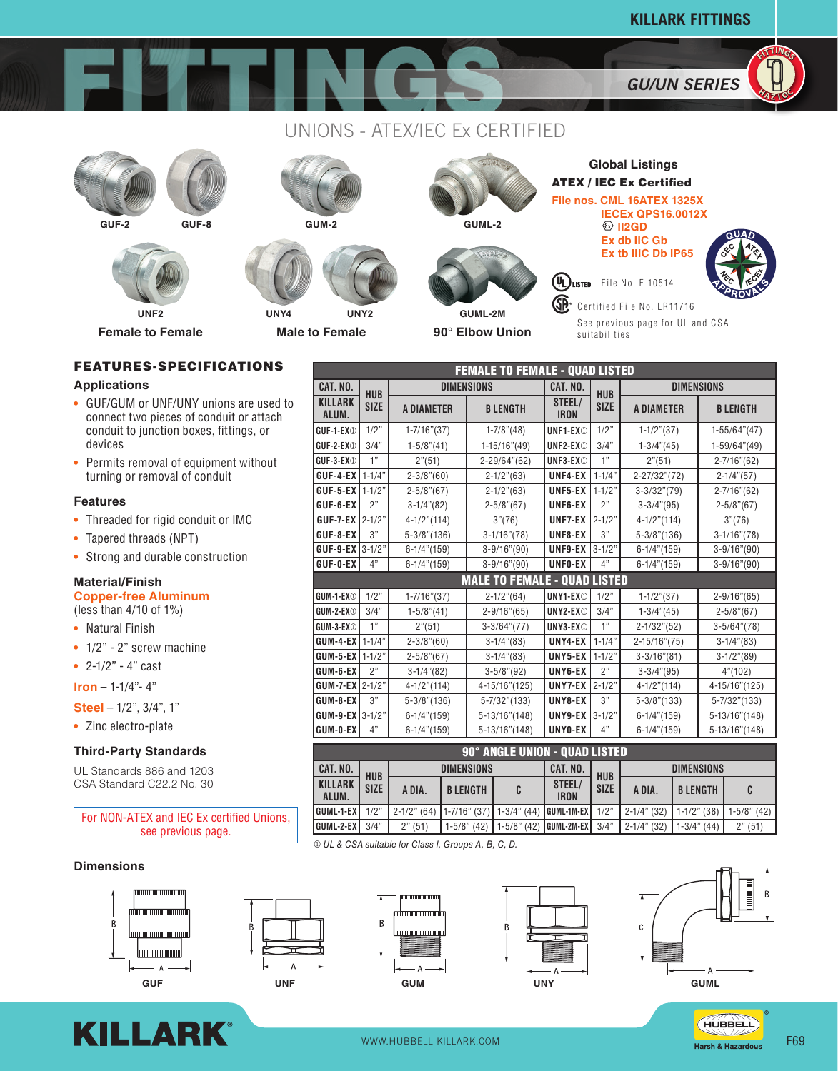# UNIONS - ATEX/IEC Ex CERTIFIED

GU/UN SERIES

GUF-2 GUF-8

UNF2

**Female to Female**

GUM-2

UNY4 UNY2

**Male to Female**

GUML-2

GUML-2M

**90° Elbow Union**

**Global Listings**

**ATEX / IEC Ex Certified**

**File nos. CML 16ATEX 1325X**
**IECEx QPS16.0012X**
**II2GD**
**Ex db IIC Gb**
**Ex tb IIIC Db IP65**

LISTED File No. E 10514

Certified File No. LR11716

See previous page for UL and CSA suitabilities

## FEATURES-SPECIFICATIONS

### Applications

- GUF/GUM or UNF/UNY unions are used to connect two pieces of conduit or attach conduit to junction boxes, fittings, or devices
- Permits removal of equipment without turning or removal of conduit

### Features

- Threaded for rigid conduit or IMC
- Tapered threads (NPT)
- Strong and durable construction

### Material/Finish

**Copper-free Aluminum**
(less than 4/10 of 1%)

- Natural Finish
- 1/2" - 2" screw machine
- 2-1/2" - 4" cast

**Iron** – 1-1/4"- 4"

**Steel** – 1/2", 3/4", 1"

- Zinc electro-plate

### Third-Party Standards

UL Standards 886 and 1203
CSA Standard C22.2 No. 30

For NON-ATEX and IEC Ex certified Unions, see previous page.

| CAT. NO. KILLARK ALUM. | HUB SIZE | DIMENSIONS A DIAMETER | B LENGTH | CAT. NO. STEEL/ IRON | HUB SIZE | DIMENSIONS A DIAMETER | B LENGTH |
|---|---|---|---|---|---|---|---|
| **FEMALE TO FEMALE - QUAD LISTED** | | | | | | | |
| GUF-1-EX① | 1/2" | 1-7/16"(37) | 1-7/8"(48) | UNF1-EX① | 1/2" | 1-1/2"(37) | 1-55/64"(47) |
| GUF-2-EX① | 3/4" | 1-5/8"(41) | 1-15/16"(49) | UNF2-EX① | 3/4" | 1-3/4"(45) | 1-59/64"(49) |
| GUF-3-EX① | 1" | 2"(51) | 2-29/64"(62) | UNF3-EX① | 1" | 2"(51) | 2-7/16"(62) |
| GUF-4-EX | 1-1/4" | 2-3/8"(60) | 2-1/2"(63) | UNF4-EX | 1-1/4" | 2-27/32"(72) | 2-1/4"(57) |
| GUF-5-EX | 1-1/2" | 2-5/8"(67) | 2-1/2"(63) | UNF5-EX | 1-1/2" | 3-3/32"(79) | 2-7/16"(62) |
| GUF-6-EX | 2" | 3-1/4"(82) | 2-5/8"(67) | UNF6-EX | 2" | 3-3/4"(95) | 2-5/8"(67) |
| GUF-7-EX | 2-1/2" | 4-1/2"(114) | 3"(76) | UNF7-EX | 2-1/2" | 4-1/2"(114) | 3"(76) |
| GUF-8-EX | 3" | 5-3/8"(136) | 3-1/16"(78) | UNF8-EX | 3" | 5-3/8"(136) | 3-1/16"(78) |
| GUF-9-EX | 3-1/2" | 6-1/4"(159) | 3-9/16"(90) | UNF9-EX | 3-1/2" | 6-1/4"(159) | 3-9/16"(90) |
| GUF-0-EX | 4" | 6-1/4"(159) | 3-9/16"(90) | UNF0-EX | 4" | 6-1/4"(159) | 3-9/16"(90) |
| **MALE TO FEMALE - QUAD LISTED** | | | | | | | |
| GUM-1-EX① | 1/2" | 1-7/16"(37) | 2-1/2"(64) | UNY1-EX① | 1/2" | 1-1/2"(37) | 2-9/16"(65) |
| GUM-2-EX① | 3/4" | 1-5/8"(41) | 2-9/16"(65) | UNY2-EX① | 3/4" | 1-3/4"(45) | 2-5/8"(67) |
| GUM-3-EX① | 1" | 2"(51) | 3-3/64"(77) | UNY3-EX① | 1" | 2-1/32"(52) | 3-5/64"(78) |
| GUM-4-EX | 1-1/4" | 2-3/8"(60) | 3-1/4"(83) | UNY4-EX | 1-1/4" | 2-15/16"(75) | 3-1/4"(83) |
| GUM-5-EX | 1-1/2" | 2-5/8"(67) | 3-1/4"(83) | UNY5-EX | 1-1/2" | 3-3/16"(81) | 3-1/2"(89) |
| GUM-6-EX | 2" | 3-1/4"(82) | 3-5/8"(92) | UNY6-EX | 2" | 3-3/4"(95) | 4"(102) |
| GUM-7-EX | 2-1/2" | 4-1/2"(114) | 4-15/16"(125) | UNY7-EX | 2-1/2" | 4-1/2"(114) | 4-15/16"(125) |
| GUM-8-EX | 3" | 5-3/8"(136) | 5-7/32"(133) | UNY8-EX | 3" | 5-3/8"(133) | 5-7/32"(133) |
| GUM-9-EX | 3-1/2" | 6-1/4"(159) | 5-13/16"(148) | UNY9-EX | 3-1/2" | 6-1/4"(159) | 5-13/16"(148) |
| GUM-0-EX | 4" | 6-1/4"(159) | 5-13/16"(148) | UNY0-EX | 4" | 6-1/4"(159) | 5-13/16"(148) |

| CAT. NO. KILLARK ALUM. | HUB SIZE | DIMENSIONS A DIA. | B LENGTH | C | CAT. NO. STEEL/ IRON | HUB SIZE | DIMENSIONS A DIA. | B LENGTH | C |
|---|---|---|---|---|---|---|---|---|---|
| **90° ANGLE UNION - QUAD LISTED** | | | | | | | | | |
| GUML-1-EX | 1/2" | 2-1/2" (64) | 1-7/16" (37) | 1-3/4" (44) | GUML-1M-EX | 1/2" | 2-1/4" (32) | 1-1/2" (38) | 1-5/8" (42) |
| GUML-2-EX | 3/4" | 2" (51) | 1-5/8" (42) | 1-5/8" (42) | GUML-2M-EX | 3/4" | 2-1/4" (32) | 1-3/4" (44) | 2" (51) |

*① UL & CSA suitable for Class I, Groups A, B, C, D.*

### Dimensions

GUF UNF GUM UNY GUML

WWW.HUBBELL-KILLARK.COM